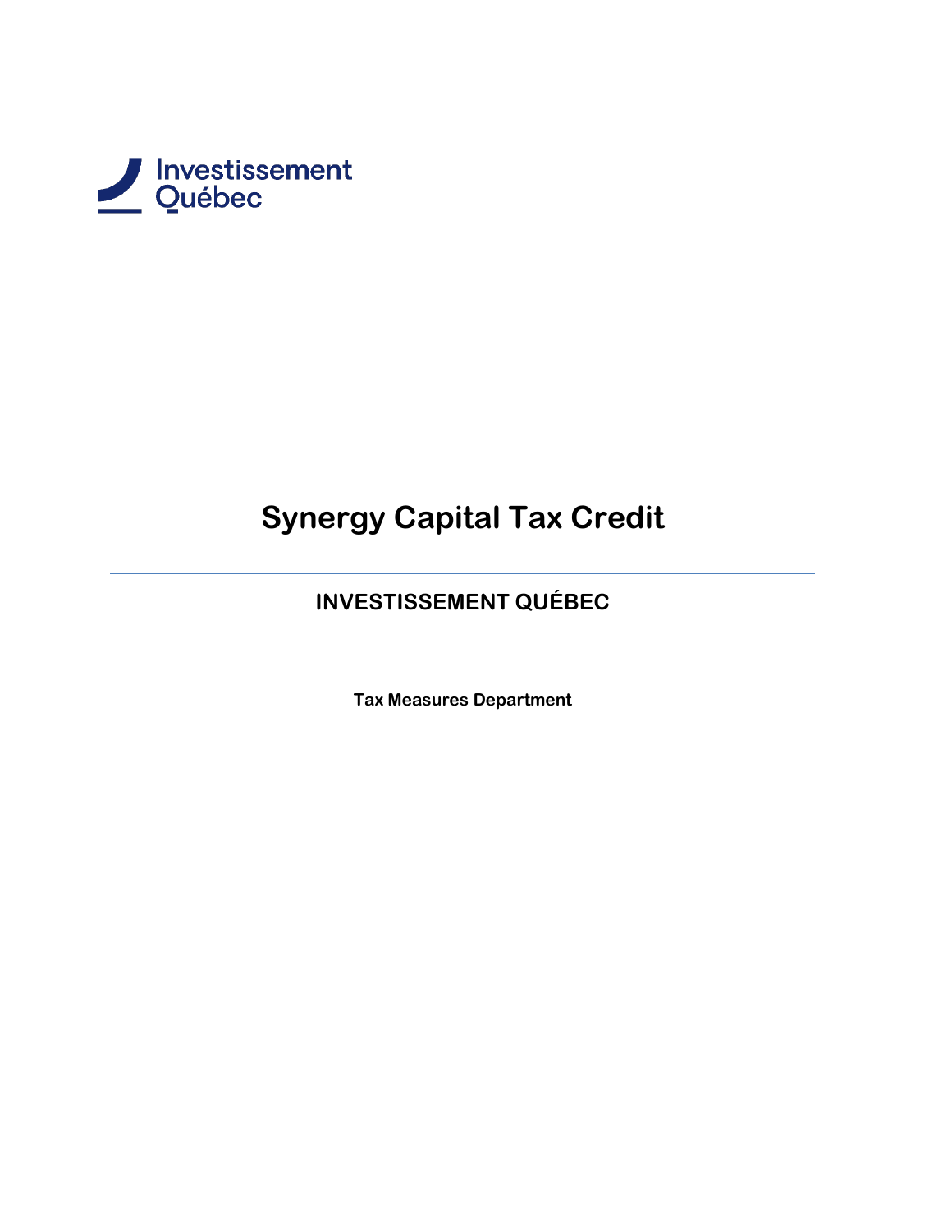Investissement Québec

# Synergy Capital Tax Credit

## INVESTISSEMENT QUÉBEC

**Tax Measures Department**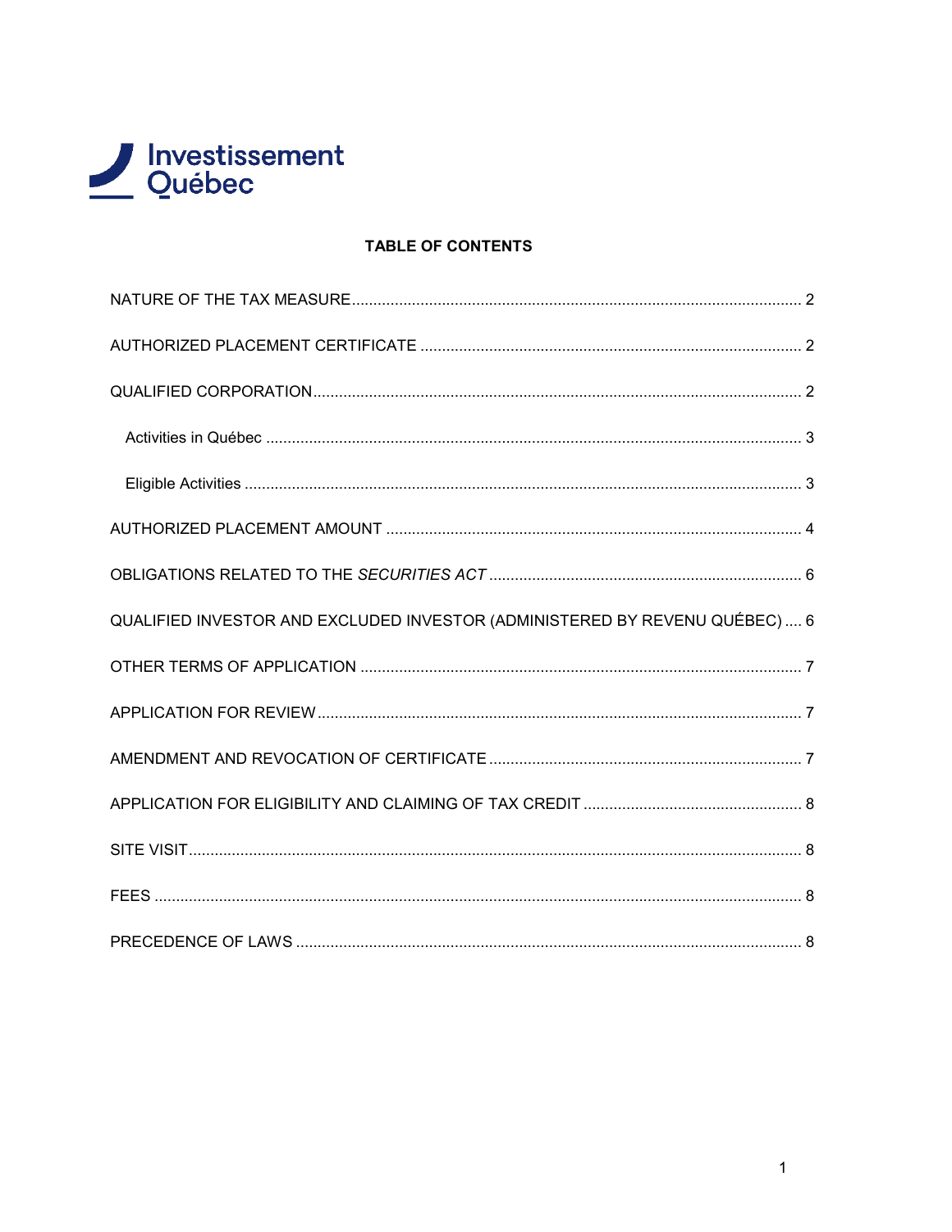Investissement Québec

**TABLE OF CONTENTS**

NATURE OF THE TAX MEASURE ........................................................................................ 2

AUTHORIZED PLACEMENT CERTIFICATE ......................................................................... 2

QUALIFIED CORPORATION ................................................................................................. 2

Activities in Québec ............................................................................................................ 3

Eligible Activities ................................................................................................................ 3

AUTHORIZED PLACEMENT AMOUNT ................................................................................ 4

OBLIGATIONS RELATED TO THE *SECURITIES ACT* ........................................................ 6

QUALIFIED INVESTOR AND EXCLUDED INVESTOR (ADMINISTERED BY REVENU QUÉBEC) .... 6

OTHER TERMS OF APPLICATION ...................................................................................... 7

APPLICATION FOR REVIEW ................................................................................................ 7

AMENDMENT AND REVOCATION OF CERTIFICATE ......................................................... 7

APPLICATION FOR ELIGIBILITY AND CLAIMING OF TAX CREDIT ................................... 8

SITE VISIT .............................................................................................................................. 8

FEES ...................................................................................................................................... 8

PRECEDENCE OF LAWS ...................................................................................................... 8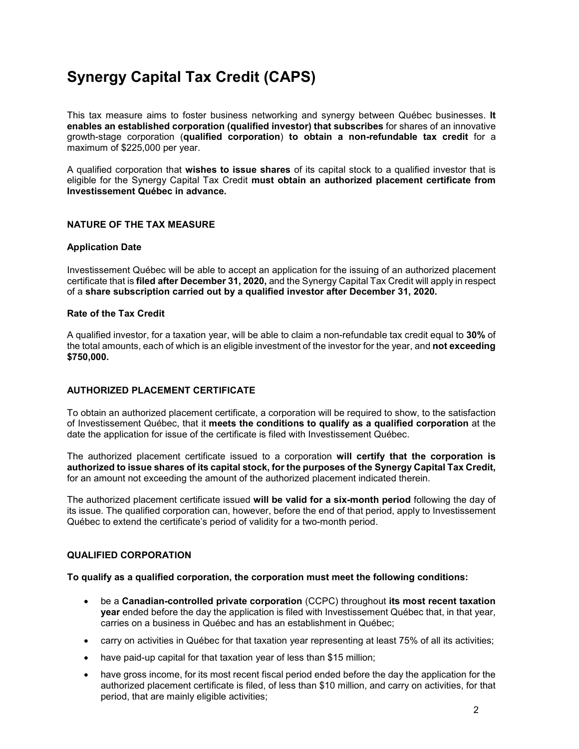# Synergy Capital Tax Credit (CAPS)

This tax measure aims to foster business networking and synergy between Québec businesses. **It enables an established corporation (qualified investor) that subscribes** for shares of an innovative growth-stage corporation (**qualified corporation**) **to obtain a non-refundable tax credit** for a maximum of $225,000 per year.

A qualified corporation that **wishes to issue shares** of its capital stock to a qualified investor that is eligible for the Synergy Capital Tax Credit **must obtain an authorized placement certificate from Investissement Québec in advance.**

### NATURE OF THE TAX MEASURE

#### Application Date

Investissement Québec will be able to accept an application for the issuing of an authorized placement certificate that is **filed after December 31, 2020,** and the Synergy Capital Tax Credit will apply in respect of a **share subscription carried out by a qualified investor after December 31, 2020.**

#### Rate of the Tax Credit

A qualified investor, for a taxation year, will be able to claim a non-refundable tax credit equal to **30%** of the total amounts, each of which is an eligible investment of the investor for the year, and **not exceeding $750,000.**

### AUTHORIZED PLACEMENT CERTIFICATE

To obtain an authorized placement certificate, a corporation will be required to show, to the satisfaction of Investissement Québec, that it **meets the conditions to qualify as a qualified corporation** at the date the application for issue of the certificate is filed with Investissement Québec.

The authorized placement certificate issued to a corporation **will certify that the corporation is authorized to issue shares of its capital stock, for the purposes of the Synergy Capital Tax Credit,** for an amount not exceeding the amount of the authorized placement indicated therein.

The authorized placement certificate issued **will be valid for a six-month period** following the day of its issue. The qualified corporation can, however, before the end of that period, apply to Investissement Québec to extend the certificate's period of validity for a two-month period.

### QUALIFIED CORPORATION

**To qualify as a qualified corporation, the corporation must meet the following conditions:**

- be a **Canadian-controlled private corporation** (CCPC) throughout **its most recent taxation year** ended before the day the application is filed with Investissement Québec that, in that year, carries on a business in Québec and has an establishment in Québec;
- carry on activities in Québec for that taxation year representing at least 75% of all its activities;
- have paid-up capital for that taxation year of less than $15 million;
- have gross income, for its most recent fiscal period ended before the day the application for the authorized placement certificate is filed, of less than $10 million, and carry on activities, for that period, that are mainly eligible activities;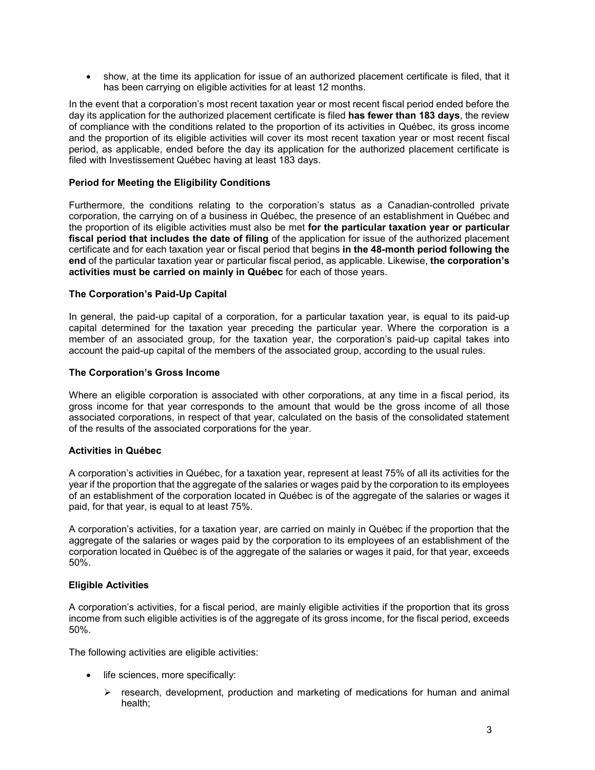- show, at the time its application for issue of an authorized placement certificate is filed, that it has been carrying on eligible activities for at least 12 months.

In the event that a corporation's most recent taxation year or most recent fiscal period ended before the day its application for the authorized placement certificate is filed **has fewer than 183 days**, the review of compliance with the conditions related to the proportion of its activities in Québec, its gross income and the proportion of its eligible activities will cover its most recent taxation year or most recent fiscal period, as applicable, ended before the day its application for the authorized placement certificate is filed with Investissement Québec having at least 183 days.

**Period for Meeting the Eligibility Conditions**

Furthermore, the conditions relating to the corporation's status as a Canadian-controlled private corporation, the carrying on of a business in Québec, the presence of an establishment in Québec and the proportion of its eligible activities must also be met **for the particular taxation year or particular fiscal period that includes the date of filing** of the application for issue of the authorized placement certificate and for each taxation year or fiscal period that begins **in the 48-month period following the end** of the particular taxation year or particular fiscal period, as applicable. Likewise, **the corporation's activities must be carried on mainly in Québec** for each of those years.

**The Corporation's Paid-Up Capital**

In general, the paid-up capital of a corporation, for a particular taxation year, is equal to its paid-up capital determined for the taxation year preceding the particular year. Where the corporation is a member of an associated group, for the taxation year, the corporation's paid-up capital takes into account the paid-up capital of the members of the associated group, according to the usual rules.

**The Corporation's Gross Income**

Where an eligible corporation is associated with other corporations, at any time in a fiscal period, its gross income for that year corresponds to the amount that would be the gross income of all those associated corporations, in respect of that year, calculated on the basis of the consolidated statement of the results of the associated corporations for the year.

**Activities in Québec**

A corporation's activities in Québec, for a taxation year, represent at least 75% of all its activities for the year if the proportion that the aggregate of the salaries or wages paid by the corporation to its employees of an establishment of the corporation located in Québec is of the aggregate of the salaries or wages it paid, for that year, is equal to at least 75%.

A corporation's activities, for a taxation year, are carried on mainly in Québec if the proportion that the aggregate of the salaries or wages paid by the corporation to its employees of an establishment of the corporation located in Québec is of the aggregate of the salaries or wages it paid, for that year, exceeds 50%.

**Eligible Activities**

A corporation's activities, for a fiscal period, are mainly eligible activities if the proportion that its gross income from such eligible activities is of the aggregate of its gross income, for the fiscal period, exceeds 50%.

The following activities are eligible activities:

- life sciences, more specifically:
  - research, development, production and marketing of medications for human and animal health;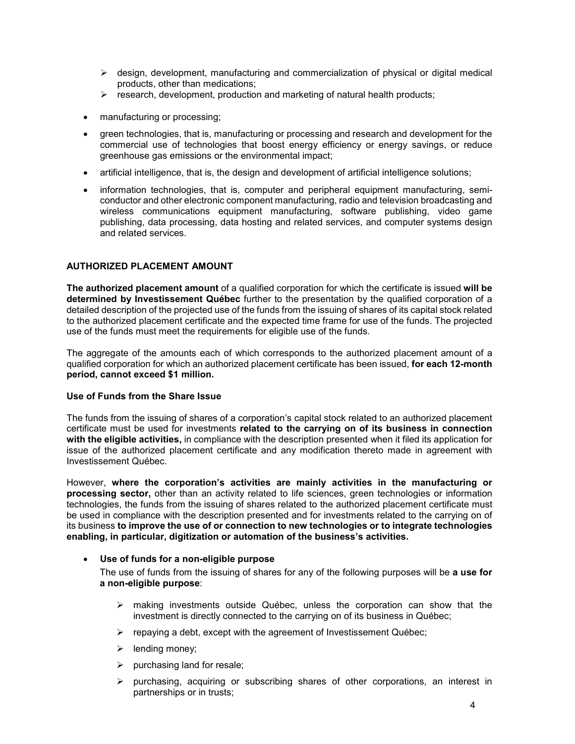- design, development, manufacturing and commercialization of physical or digital medical products, other than medications;
  - research, development, production and marketing of natural health products;

- manufacturing or processing;
- green technologies, that is, manufacturing or processing and research and development for the commercial use of technologies that boost energy efficiency or energy savings, or reduce greenhouse gas emissions or the environmental impact;
- artificial intelligence, that is, the design and development of artificial intelligence solutions;
- information technologies, that is, computer and peripheral equipment manufacturing, semi-conductor and other electronic component manufacturing, radio and television broadcasting and wireless communications equipment manufacturing, software publishing, video game publishing, data processing, data hosting and related services, and computer systems design and related services.

## AUTHORIZED PLACEMENT AMOUNT

**The authorized placement amount** of a qualified corporation for which the certificate is issued **will be determined by Investissement Québec** further to the presentation by the qualified corporation of a detailed description of the projected use of the funds from the issuing of shares of its capital stock related to the authorized placement certificate and the expected time frame for use of the funds. The projected use of the funds must meet the requirements for eligible use of the funds.

The aggregate of the amounts each of which corresponds to the authorized placement amount of a qualified corporation for which an authorized placement certificate has been issued, **for each 12-month period, cannot exceed $1 million.**

### Use of Funds from the Share Issue

The funds from the issuing of shares of a corporation's capital stock related to an authorized placement certificate must be used for investments **related to the carrying on of its business in connection with the eligible activities,** in compliance with the description presented when it filed its application for issue of the authorized placement certificate and any modification thereto made in agreement with Investissement Québec.

However, **where the corporation's activities are mainly activities in the manufacturing or processing sector,** other than an activity related to life sciences, green technologies or information technologies, the funds from the issuing of shares related to the authorized placement certificate must be used in compliance with the description presented and for investments related to the carrying on of its business **to improve the use of or connection to new technologies or to integrate technologies enabling, in particular, digitization or automation of the business's activities.**

- **Use of funds for a non-eligible purpose**

  The use of funds from the issuing of shares for any of the following purposes will be **a use for a non-eligible purpose**:

  - making investments outside Québec, unless the corporation can show that the investment is directly connected to the carrying on of its business in Québec;
  - repaying a debt, except with the agreement of Investissement Québec;
  - lending money;
  - purchasing land for resale;
  - purchasing, acquiring or subscribing shares of other corporations, an interest in partnerships or in trusts;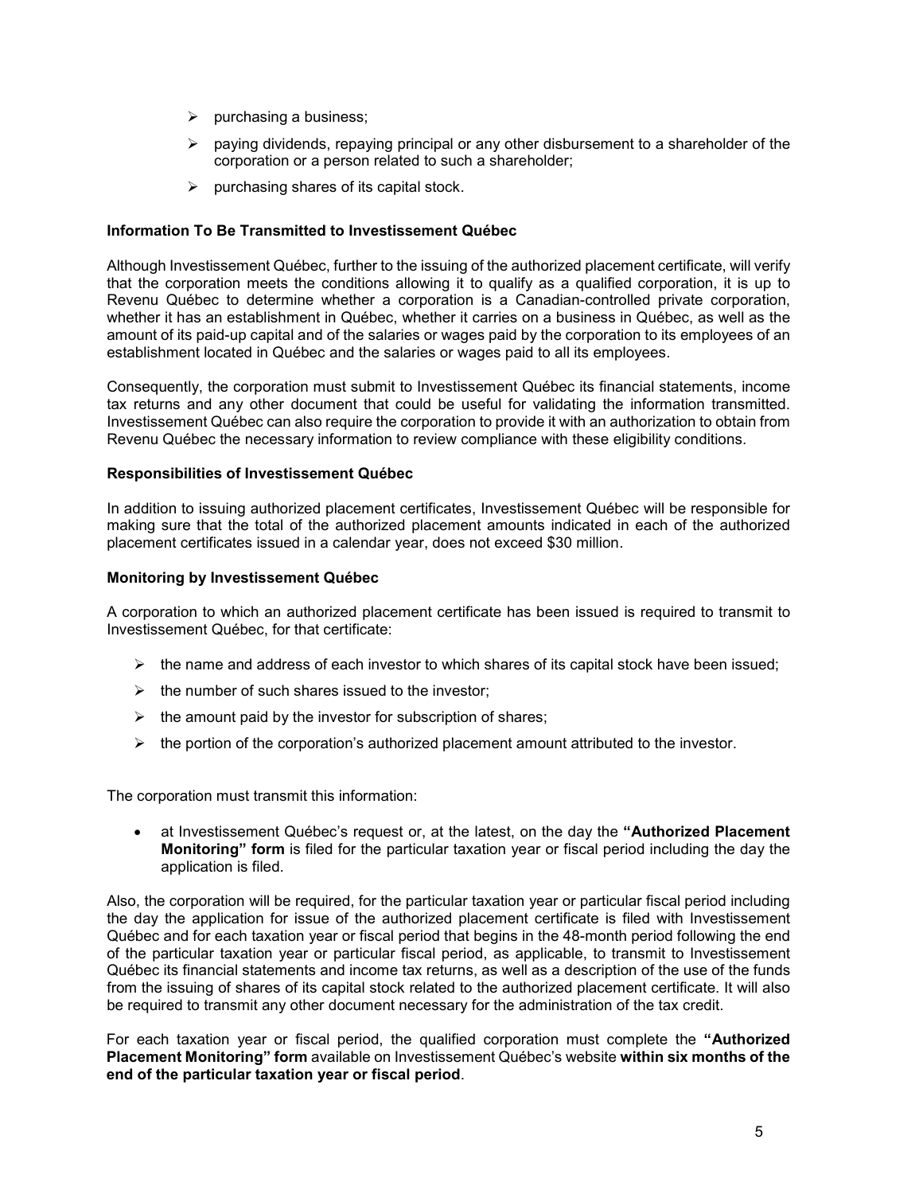- purchasing a business;
- paying dividends, repaying principal or any other disbursement to a shareholder of the corporation or a person related to such a shareholder;
- purchasing shares of its capital stock.

**Information To Be Transmitted to Investissement Québec**

Although Investissement Québec, further to the issuing of the authorized placement certificate, will verify that the corporation meets the conditions allowing it to qualify as a qualified corporation, it is up to Revenu Québec to determine whether a corporation is a Canadian-controlled private corporation, whether it has an establishment in Québec, whether it carries on a business in Québec, as well as the amount of its paid-up capital and of the salaries or wages paid by the corporation to its employees of an establishment located in Québec and the salaries or wages paid to all its employees.

Consequently, the corporation must submit to Investissement Québec its financial statements, income tax returns and any other document that could be useful for validating the information transmitted. Investissement Québec can also require the corporation to provide it with an authorization to obtain from Revenu Québec the necessary information to review compliance with these eligibility conditions.

**Responsibilities of Investissement Québec**

In addition to issuing authorized placement certificates, Investissement Québec will be responsible for making sure that the total of the authorized placement amounts indicated in each of the authorized placement certificates issued in a calendar year, does not exceed $30 million.

**Monitoring by Investissement Québec**

A corporation to which an authorized placement certificate has been issued is required to transmit to Investissement Québec, for that certificate:

- the name and address of each investor to which shares of its capital stock have been issued;
- the number of such shares issued to the investor;
- the amount paid by the investor for subscription of shares;
- the portion of the corporation's authorized placement amount attributed to the investor.

The corporation must transmit this information:

- at Investissement Québec's request or, at the latest, on the day the **"Authorized Placement Monitoring" form** is filed for the particular taxation year or fiscal period including the day the application is filed.

Also, the corporation will be required, for the particular taxation year or particular fiscal period including the day the application for issue of the authorized placement certificate is filed with Investissement Québec and for each taxation year or fiscal period that begins in the 48-month period following the end of the particular taxation year or particular fiscal period, as applicable, to transmit to Investissement Québec its financial statements and income tax returns, as well as a description of the use of the funds from the issuing of shares of its capital stock related to the authorized placement certificate. It will also be required to transmit any other document necessary for the administration of the tax credit.

For each taxation year or fiscal period, the qualified corporation must complete the **"Authorized Placement Monitoring" form** available on Investissement Québec's website **within six months of the end of the particular taxation year or fiscal period**.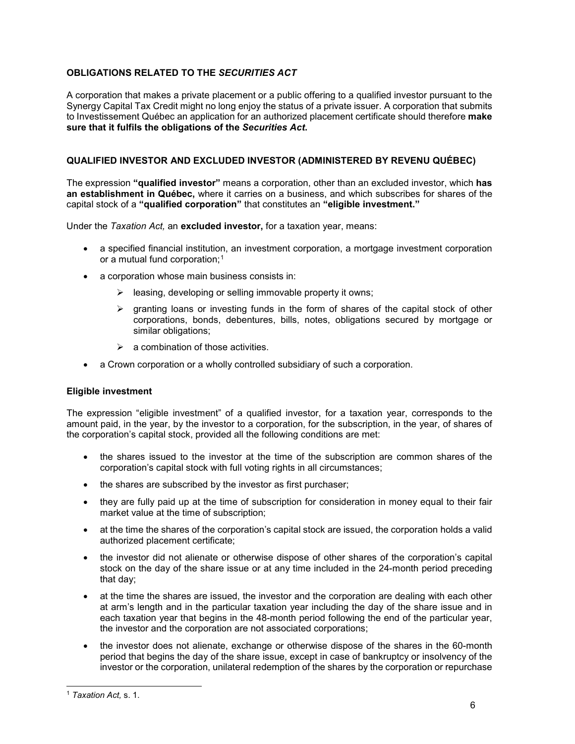## OBLIGATIONS RELATED TO THE *SECURITIES ACT*

A corporation that makes a private placement or a public offering to a qualified investor pursuant to the Synergy Capital Tax Credit might no long enjoy the status of a private issuer. A corporation that submits to Investissement Québec an application for an authorized placement certificate should therefore **make sure that it fulfils the obligations of the *Securities Act*.**

## QUALIFIED INVESTOR AND EXCLUDED INVESTOR (ADMINISTERED BY REVENU QUÉBEC)

The expression **"qualified investor"** means a corporation, other than an excluded investor, which **has an establishment in Québec,** where it carries on a business, and which subscribes for shares of the capital stock of a **"qualified corporation"** that constitutes an **"eligible investment."**

Under the *Taxation Act,* an **excluded investor,** for a taxation year, means:

- a specified financial institution, an investment corporation, a mortgage investment corporation or a mutual fund corporation;[1]
- a corporation whose main business consists in:
  - leasing, developing or selling immovable property it owns;
  - granting loans or investing funds in the form of shares of the capital stock of other corporations, bonds, debentures, bills, notes, obligations secured by mortgage or similar obligations;
  - a combination of those activities.
- a Crown corporation or a wholly controlled subsidiary of such a corporation.

### Eligible investment

The expression "eligible investment" of a qualified investor, for a taxation year, corresponds to the amount paid, in the year, by the investor to a corporation, for the subscription, in the year, of shares of the corporation's capital stock, provided all the following conditions are met:

- the shares issued to the investor at the time of the subscription are common shares of the corporation's capital stock with full voting rights in all circumstances;
- the shares are subscribed by the investor as first purchaser;
- they are fully paid up at the time of subscription for consideration in money equal to their fair market value at the time of subscription;
- at the time the shares of the corporation's capital stock are issued, the corporation holds a valid authorized placement certificate;
- the investor did not alienate or otherwise dispose of other shares of the corporation's capital stock on the day of the share issue or at any time included in the 24-month period preceding that day;
- at the time the shares are issued, the investor and the corporation are dealing with each other at arm's length and in the particular taxation year including the day of the share issue and in each taxation year that begins in the 48-month period following the end of the particular year, the investor and the corporation are not associated corporations;
- the investor does not alienate, exchange or otherwise dispose of the shares in the 60-month period that begins the day of the share issue, except in case of bankruptcy or insolvency of the investor or the corporation, unilateral redemption of the shares by the corporation or repurchase

---

[1] *Taxation Act,* s. 1.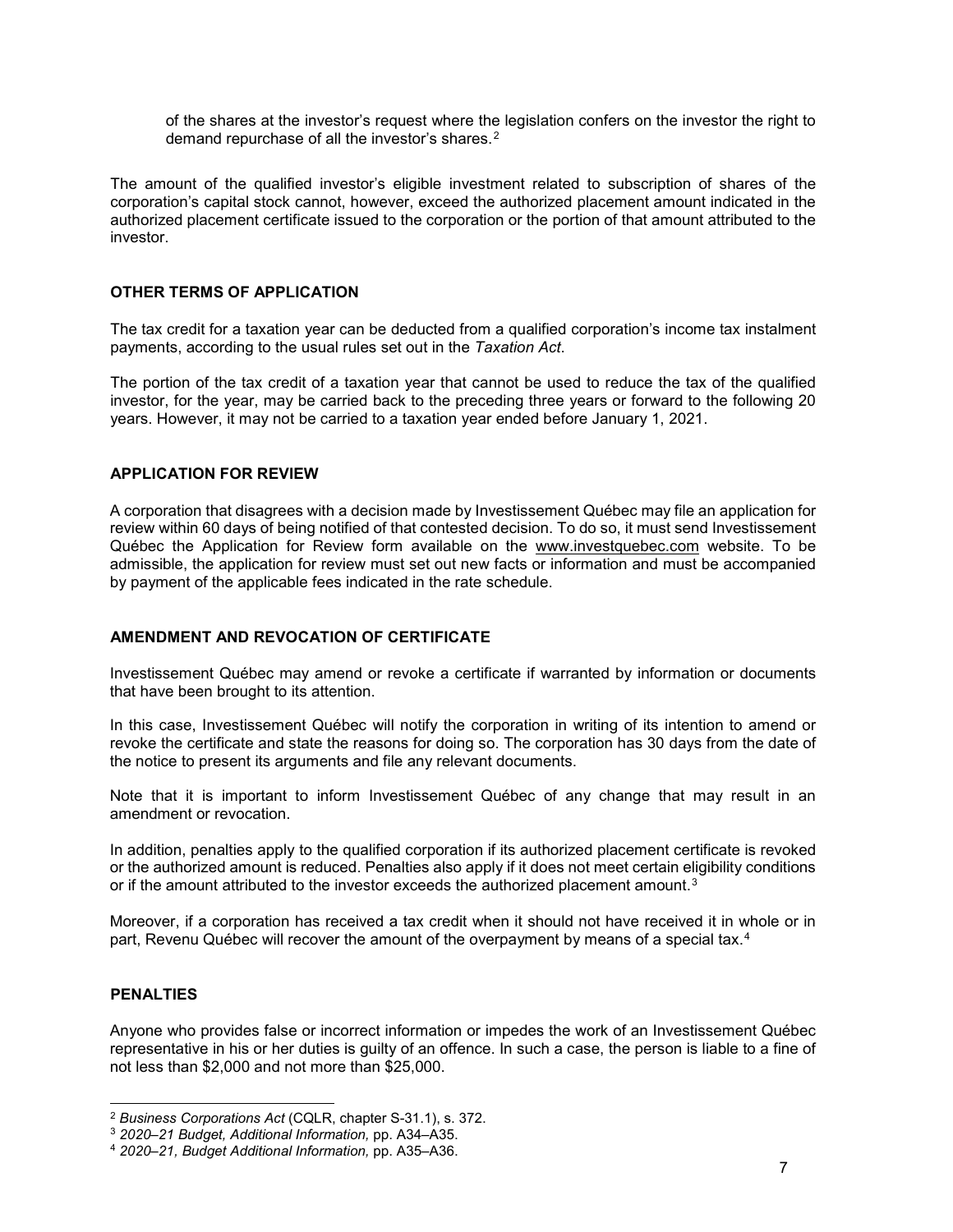of the shares at the investor's request where the legislation confers on the investor the right to demand repurchase of all the investor's shares.[2]

The amount of the qualified investor's eligible investment related to subscription of shares of the corporation's capital stock cannot, however, exceed the authorized placement amount indicated in the authorized placement certificate issued to the corporation or the portion of that amount attributed to the investor.

## OTHER TERMS OF APPLICATION

The tax credit for a taxation year can be deducted from a qualified corporation's income tax instalment payments, according to the usual rules set out in the *Taxation Act*.

The portion of the tax credit of a taxation year that cannot be used to reduce the tax of the qualified investor, for the year, may be carried back to the preceding three years or forward to the following 20 years. However, it may not be carried to a taxation year ended before January 1, 2021.

## APPLICATION FOR REVIEW

A corporation that disagrees with a decision made by Investissement Québec may file an application for review within 60 days of being notified of that contested decision. To do so, it must send Investissement Québec the Application for Review form available on the www.investquebec.com website. To be admissible, the application for review must set out new facts or information and must be accompanied by payment of the applicable fees indicated in the rate schedule.

## AMENDMENT AND REVOCATION OF CERTIFICATE

Investissement Québec may amend or revoke a certificate if warranted by information or documents that have been brought to its attention.

In this case, Investissement Québec will notify the corporation in writing of its intention to amend or revoke the certificate and state the reasons for doing so. The corporation has 30 days from the date of the notice to present its arguments and file any relevant documents.

Note that it is important to inform Investissement Québec of any change that may result in an amendment or revocation.

In addition, penalties apply to the qualified corporation if its authorized placement certificate is revoked or the authorized amount is reduced. Penalties also apply if it does not meet certain eligibility conditions or if the amount attributed to the investor exceeds the authorized placement amount.[3]

Moreover, if a corporation has received a tax credit when it should not have received it in whole or in part, Revenu Québec will recover the amount of the overpayment by means of a special tax.[4]

## PENALTIES

Anyone who provides false or incorrect information or impedes the work of an Investissement Québec representative in his or her duties is guilty of an offence. In such a case, the person is liable to a fine of not less than $2,000 and not more than $25,000.

---

[2] *Business Corporations Act* (CQLR, chapter S-31.1), s. 372.

[3] *2020–21 Budget, Additional Information,* pp. A34–A35.

[4] *2020–21, Budget Additional Information,* pp. A35–A36.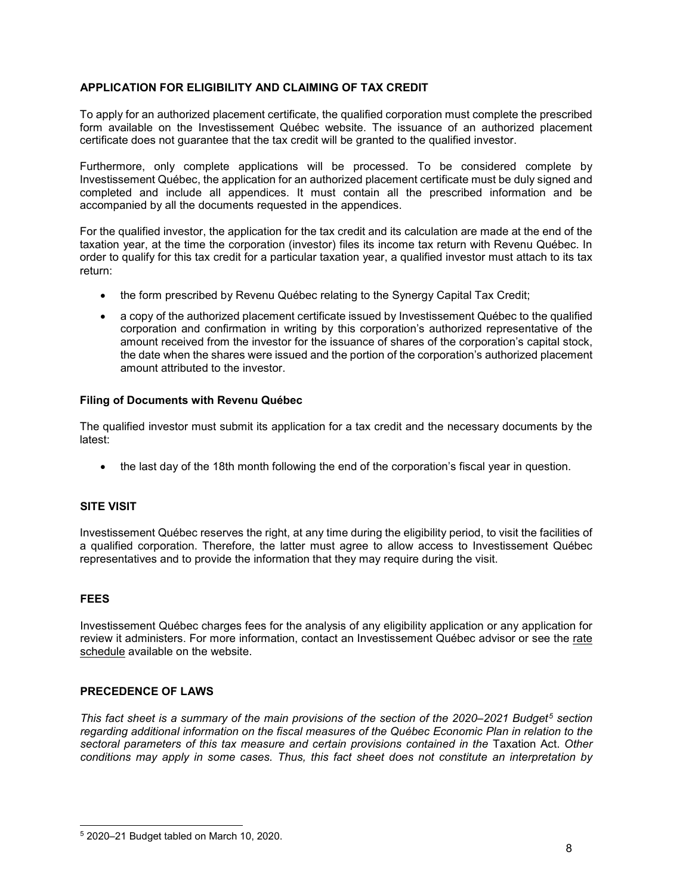## APPLICATION FOR ELIGIBILITY AND CLAIMING OF TAX CREDIT

To apply for an authorized placement certificate, the qualified corporation must complete the prescribed form available on the Investissement Québec website. The issuance of an authorized placement certificate does not guarantee that the tax credit will be granted to the qualified investor.

Furthermore, only complete applications will be processed. To be considered complete by Investissement Québec, the application for an authorized placement certificate must be duly signed and completed and include all appendices. It must contain all the prescribed information and be accompanied by all the documents requested in the appendices.

For the qualified investor, the application for the tax credit and its calculation are made at the end of the taxation year, at the time the corporation (investor) files its income tax return with Revenu Québec. In order to qualify for this tax credit for a particular taxation year, a qualified investor must attach to its tax return:

- the form prescribed by Revenu Québec relating to the Synergy Capital Tax Credit;
- a copy of the authorized placement certificate issued by Investissement Québec to the qualified corporation and confirmation in writing by this corporation's authorized representative of the amount received from the investor for the issuance of shares of the corporation's capital stock, the date when the shares were issued and the portion of the corporation's authorized placement amount attributed to the investor.

### Filing of Documents with Revenu Québec

The qualified investor must submit its application for a tax credit and the necessary documents by the latest:

- the last day of the 18th month following the end of the corporation's fiscal year in question.

## SITE VISIT

Investissement Québec reserves the right, at any time during the eligibility period, to visit the facilities of a qualified corporation. Therefore, the latter must agree to allow access to Investissement Québec representatives and to provide the information that they may require during the visit.

## FEES

Investissement Québec charges fees for the analysis of any eligibility application or any application for review it administers. For more information, contact an Investissement Québec advisor or see the rate schedule available on the website.

## PRECEDENCE OF LAWS

*This fact sheet is a summary of the main provisions of the section of the 2020–2021 Budget[5] section regarding additional information on the fiscal measures of the Québec Economic Plan in relation to the sectoral parameters of this tax measure and certain provisions contained in the* Taxation Act. *Other conditions may apply in some cases. Thus, this fact sheet does not constitute an interpretation by*

[5] 2020–21 Budget tabled on March 10, 2020.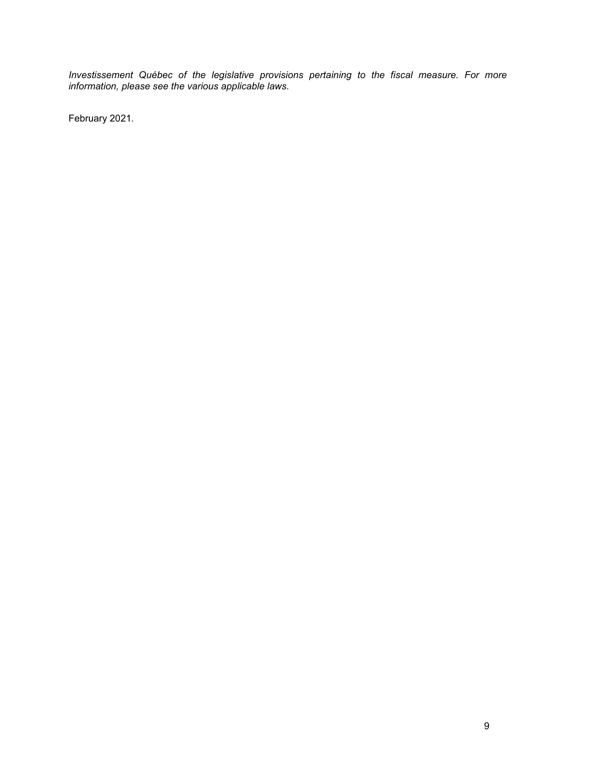*Investissement Québec of the legislative provisions pertaining to the fiscal measure. For more information, please see the various applicable laws.*

February 2021.